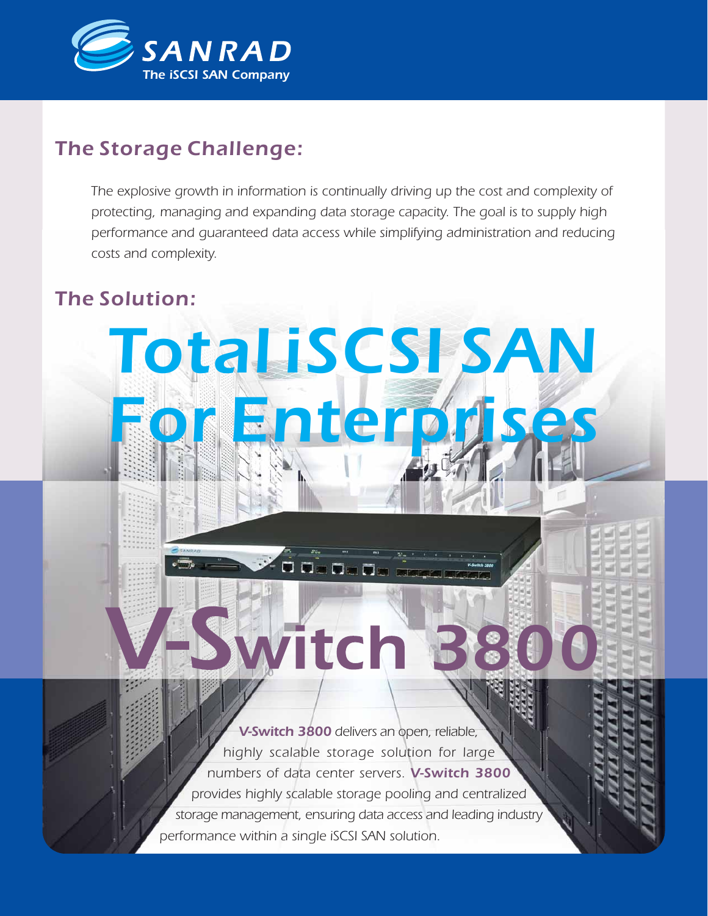SANRAD
The iSCSI SAN Company

## The Storage Challenge:

*The explosive growth in information is continually driving up the cost and complexity of protecting, managing and expanding data storage capacity. The goal is to supply high performance and guaranteed data access while simplifying administration and reducing costs and complexity.*

## The Solution:

# Total iSCSI SAN For Enterprises

# V-Switch 3800

***V-Switch 3800*** *delivers an open, reliable, highly scalable storage solution for large numbers of data center servers.* ***V-Switch 3800*** *provides highly scalable storage pooling and centralized storage management, ensuring data access and leading industry performance within a single iSCSI SAN solution.*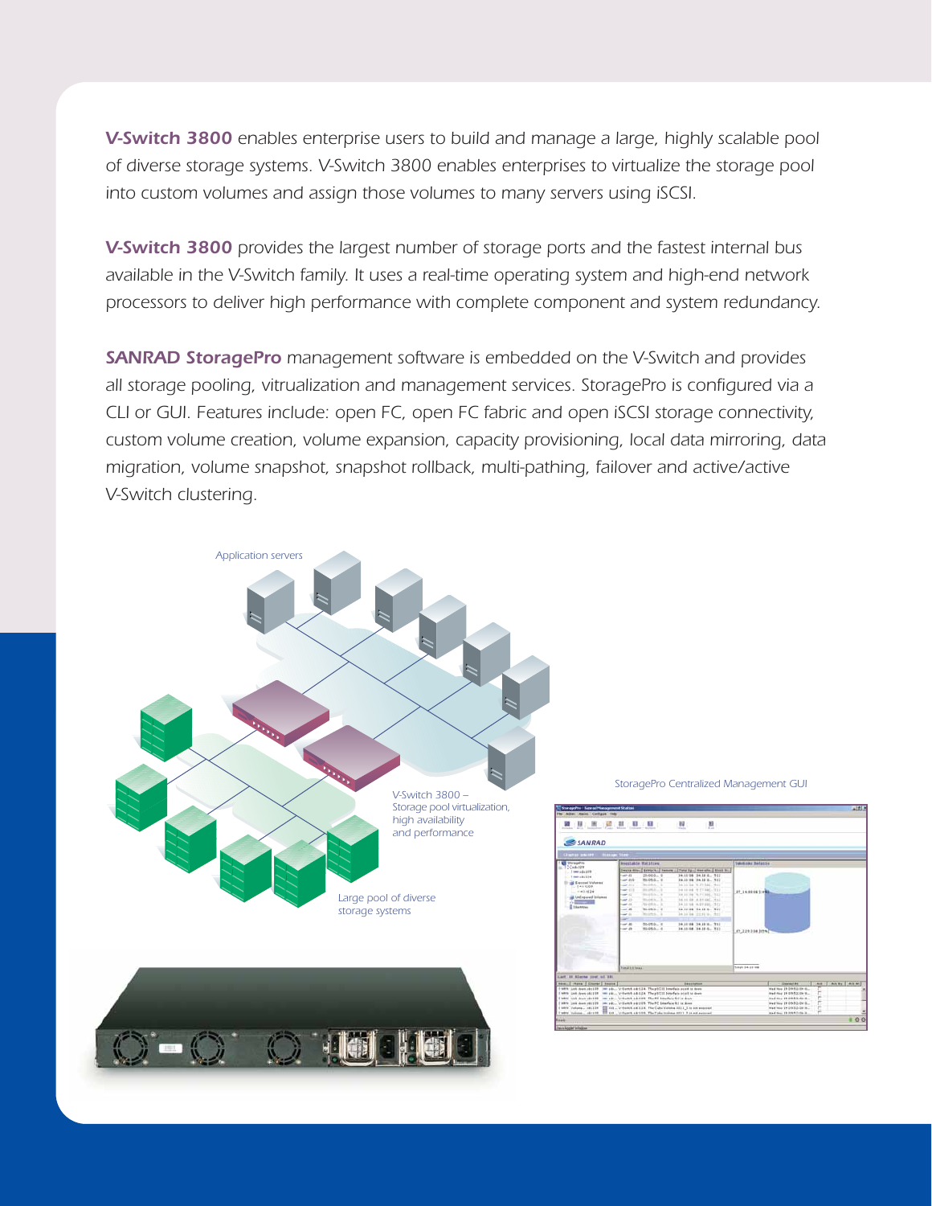**V-Switch 3800** enables enterprise users to build and manage a large, highly scalable pool of diverse storage systems. V-Switch 3800 enables enterprises to virtualize the storage pool into custom volumes and assign those volumes to many servers using iSCSI.

**V-Switch 3800** provides the largest number of storage ports and the fastest internal bus available in the V-Switch family. It uses a real-time operating system and high-end network processors to deliver high performance with complete component and system redundancy.

**SANRAD StoragePro** management software is embedded on the V-Switch and provides all storage pooling, vitrualization and management services. StoragePro is configured via a CLI or GUI. Features include: open FC, open FC fabric and open iSCSI storage connectivity, custom volume creation, volume expansion, capacity provisioning, local data mirroring, data migration, volume snapshot, snapshot rollback, multi-pathing, failover and active/active V-Switch clustering.

Application servers

V-Switch 3800 – Storage pool virtualization, high availability and performance

Large pool of diverse storage systems

StoragePro Centralized Management GUI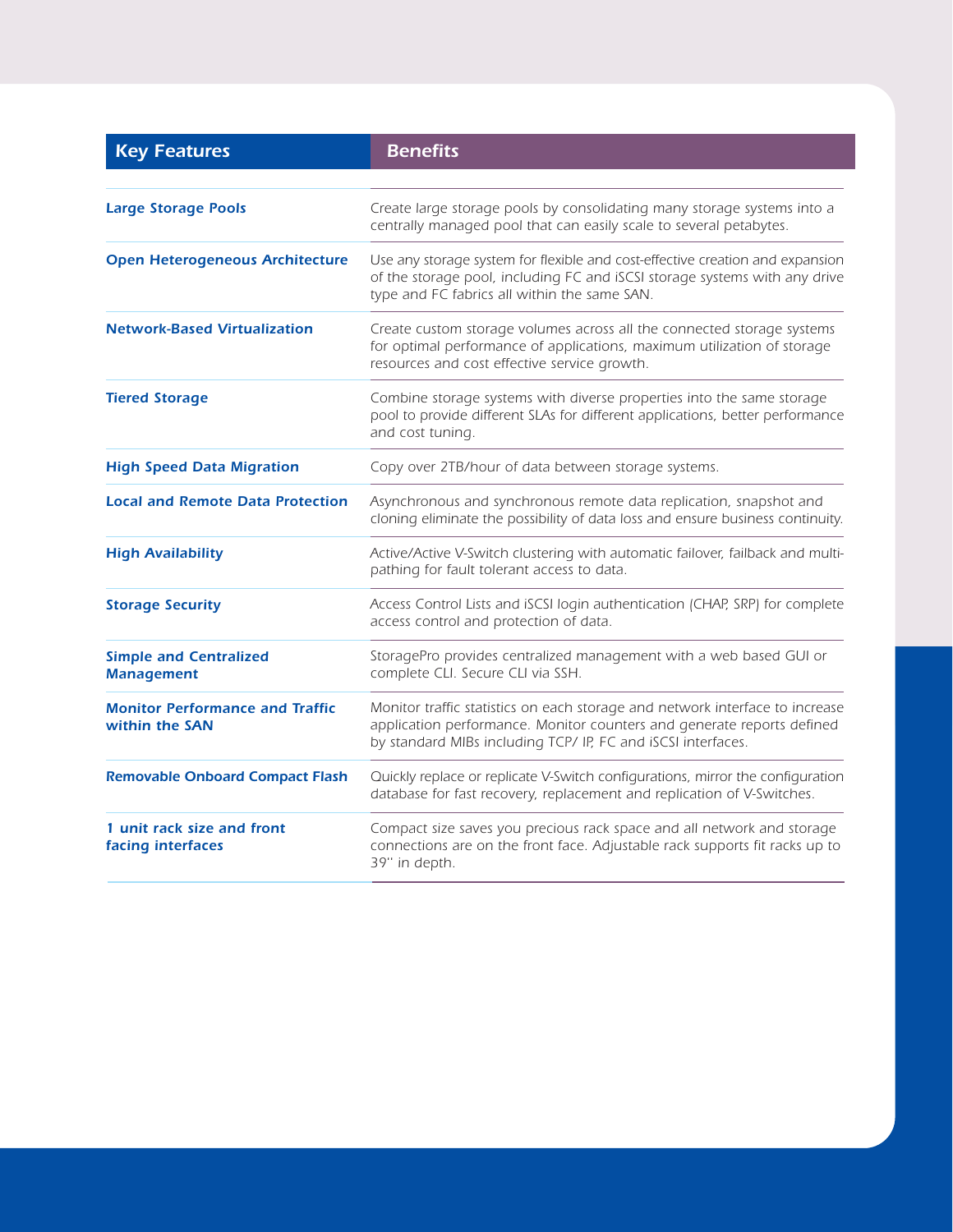| Key Features | Benefits |
| --- | --- |
| **Large Storage Pools** | *Create large storage pools by consolidating many storage systems into a centrally managed pool that can easily scale to several petabytes.* |
| **Open Heterogeneous Architecture** | *Use any storage system for flexible and cost-effective creation and expansion of the storage pool, including FC and iSCSI storage systems with any drive type and FC fabrics all within the same SAN.* |
| **Network-Based Virtualization** | *Create custom storage volumes across all the connected storage systems for optimal performance of applications, maximum utilization of storage resources and cost effective service growth.* |
| **Tiered Storage** | *Combine storage systems with diverse properties into the same storage pool to provide different SLAs for different applications, better performance and cost tuning.* |
| **High Speed Data Migration** | *Copy over 2TB/hour of data between storage systems.* |
| **Local and Remote Data Protection** | *Asynchronous and synchronous remote data replication, snapshot and cloning eliminate the possibility of data loss and ensure business continuity.* |
| **High Availability** | *Active/Active V-Switch clustering with automatic failover, failback and multi-pathing for fault tolerant access to data.* |
| **Storage Security** | *Access Control Lists and iSCSI login authentication (CHAP, SRP) for complete access control and protection of data.* |
| **Simple and Centralized Management** | *StoragePro provides centralized management with a web based GUI or complete CLI. Secure CLI via SSH.* |
| **Monitor Performance and Traffic within the SAN** | *Monitor traffic statistics on each storage and network interface to increase application performance. Monitor counters and generate reports defined by standard MIBs including TCP/ IP, FC and iSCSI interfaces.* |
| **Removable Onboard Compact Flash** | *Quickly replace or replicate V-Switch configurations, mirror the configuration database for fast recovery, replacement and replication of V-Switches.* |
| **1 unit rack size and front facing interfaces** | *Compact size saves you precious rack space and all network and storage connections are on the front face. Adjustable rack supports fit racks up to 39" in depth.* |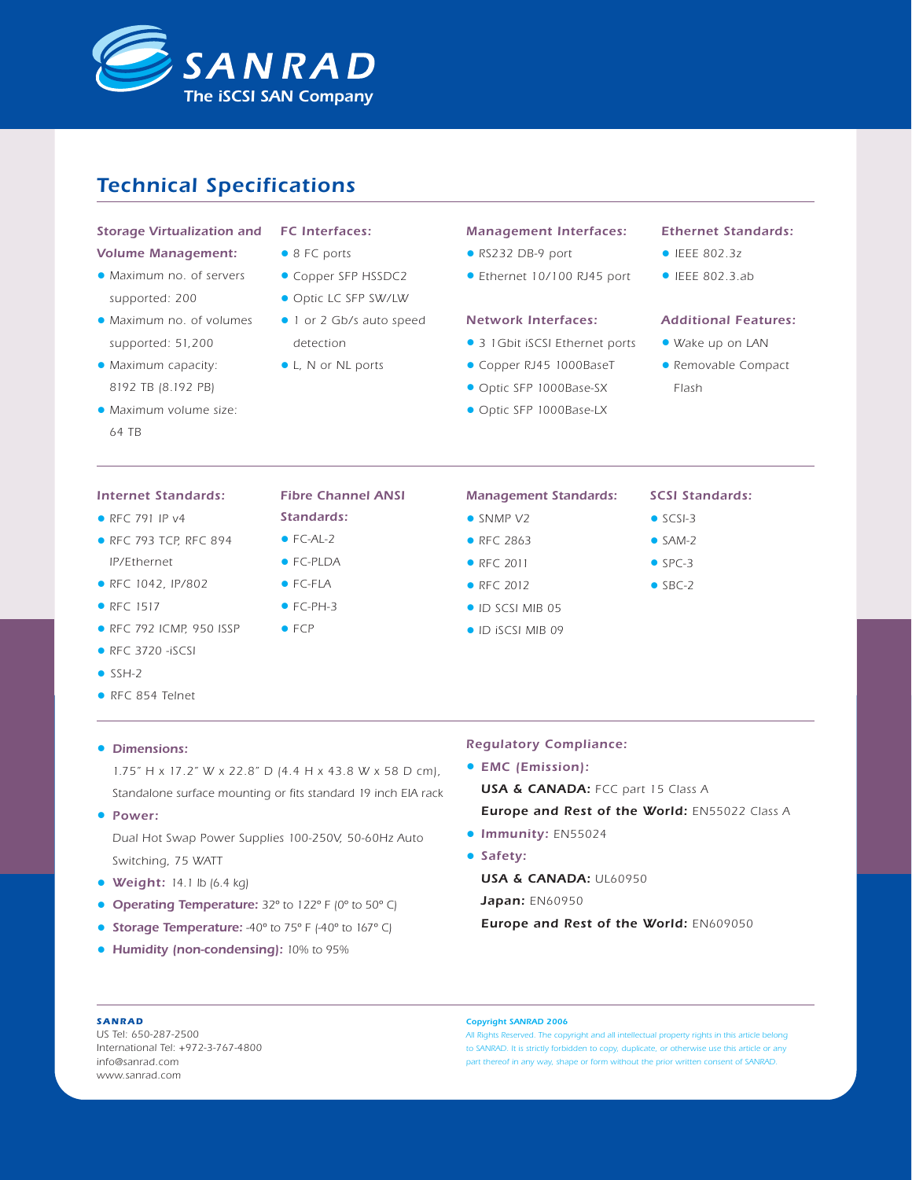SANRAD
The iSCSI SAN Company

## Technical Specifications

### Storage Virtualization and Volume Management:

- Maximum no. of servers supported: 200
- Maximum no. of volumes supported: 51,200
- Maximum capacity: 8192 TB (8.192 PB)
- Maximum volume size: 64 TB

### FC Interfaces:

- 8 FC ports
- Copper SFP HSSDC2
- Optic LC SFP SW/LW
- 1 or 2 Gb/s auto speed detection
- L, N or NL ports

### Management Interfaces:

- RS232 DB-9 port
- Ethernet 10/100 RJ45 port

### Network Interfaces:

- 3 1Gbit iSCSI Ethernet ports
- Copper RJ45 1000BaseT
- Optic SFP 1000Base-SX
- Optic SFP 1000Base-LX

### Ethernet Standards:

- IEEE 802.3z
- IEEE 802.3.ab

### Additional Features:

- Wake up on LAN
- Removable Compact Flash

### Internet Standards:

- RFC 791 IP v4
- RFC 793 TCP, RFC 894 IP/Ethernet
- RFC 1042, IP/802
- RFC 1517
- RFC 792 ICMP, 950 ISSP
- RFC 3720 -iSCSI
- SSH-2
- RFC 854 Telnet

### Fibre Channel ANSI Standards:

- FC-AL-2
- FC-PLDA
- FC-FLA
- FC-PH-3
- FCP

### Management Standards:

- SNMP V2
- RFC 2863
- RFC 2011
- RFC 2012
- ID SCSI MIB 05
- ID iSCSI MIB 09

### SCSI Standards:

- SCSI-3
- SAM-2
- SPC-3
- SBC-2

---

- ***Dimensions:***
  1.75" H x 17.2" W x 22.8" D (4.4 H x 43.8 W x 58 D cm), Standalone surface mounting or fits standard 19 inch EIA rack
- ***Power:***
  Dual Hot Swap Power Supplies 100-250V, 50-60Hz Auto Switching, 75 WATT
- ***Weight:*** 14.1 lb (6.4 kg)
- ***Operating Temperature:*** 32° to 122° F (0° to 50° C)
- ***Storage Temperature:*** -40° to 75° F (-40° to 167° C)
- ***Humidity (non-condensing):*** 10% to 95%

### Regulatory Compliance:

- ***EMC (Emission):***
  **USA & CANADA:** FCC part 15 Class A
  **Europe and Rest of the World:** EN55022 Class A
- ***Immunity:*** EN55024
- ***Safety:***
  **USA & CANADA:** UL60950
  **Japan:** EN60950
  **Europe and Rest of the World:** EN609050

---

**SANRAD**
US Tel: 650-287-2500
International Tel: +972-3-767-4800
info@sanrad.com
www.sanrad.com

**Copyright SANRAD 2006**
All Rights Reserved. The copyright and all intellectual property rights in this article belong to SANRAD. It is strictly forbidden to copy, duplicate, or otherwise use this article or any part thereof in any way, shape or form without the prior written consent of SANRAD.